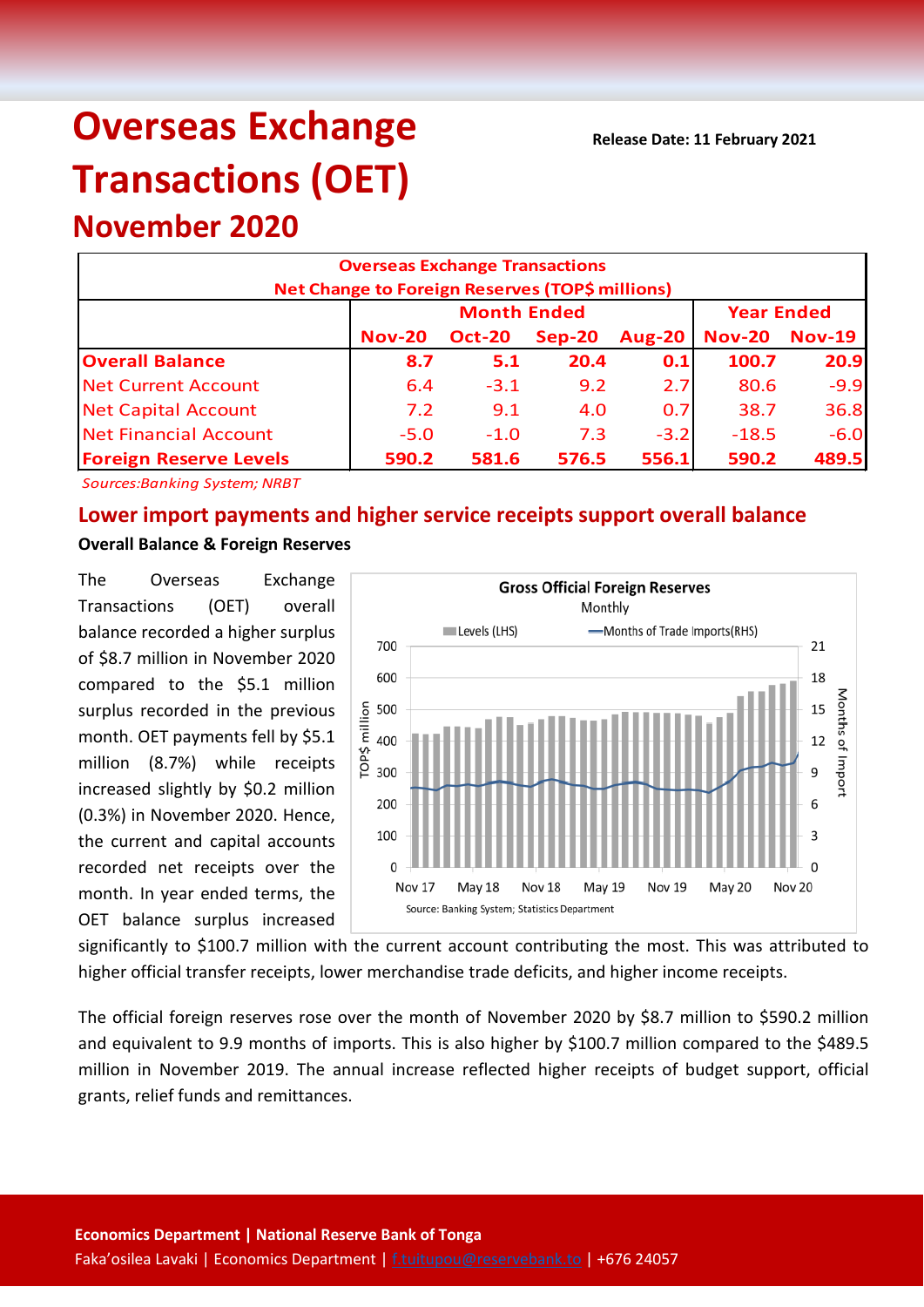# Overseas Exchange Transactions (OET)

## November 2020

Release Date: 11 February 2021

| Overseas Exchange Transactions<br>Net Change to Foreign Reserves (TOP$ millions) | | | | | | |
|---|---|---|---|---|---|---|
| | Month Ended | | | | Year Ended | |
| | Nov-20 | Oct-20 | Sep-20 | Aug-20 | Nov-20 | Nov-19 |
| **Overall Balance** | **8.7** | **5.1** | **20.4** | **0.1** | **100.7** | **20.9** |
| Net Current Account | 6.4 | -3.1 | 9.2 | 2.7 | 80.6 | -9.9 |
| Net Capital Account | 7.2 | 9.1 | 4.0 | 0.7 | 38.7 | 36.8 |
| Net Financial Account | -5.0 | -1.0 | 7.3 | -3.2 | -18.5 | -6.0 |
| **Foreign Reserve Levels** | **590.2** | **581.6** | **576.5** | **556.1** | **590.2** | **489.5** |

*Sources:Banking System; NRBT*

## Lower import payments and higher service receipts support overall balance

**Overall Balance & Foreign Reserves**

The Overseas Exchange Transactions (OET) overall balance recorded a higher surplus of $8.7 million in November 2020 compared to the $5.1 million surplus recorded in the previous month. OET payments fell by $5.1 million (8.7%) while receipts increased slightly by $0.2 million (0.3%) in November 2020. Hence, the current and capital accounts recorded net receipts over the month. In year ended terms, the OET balance surplus increased significantly to $100.7 million with the current account contributing the most. This was attributed to higher official transfer receipts, lower merchandise trade deficits, and higher income receipts.

The official foreign reserves rose over the month of November 2020 by $8.7 million to $590.2 million and equivalent to 9.9 months of imports. This is also higher by $100.7 million compared to the $489.5 million in November 2019. The annual increase reflected higher receipts of budget support, official grants, relief funds and remittances.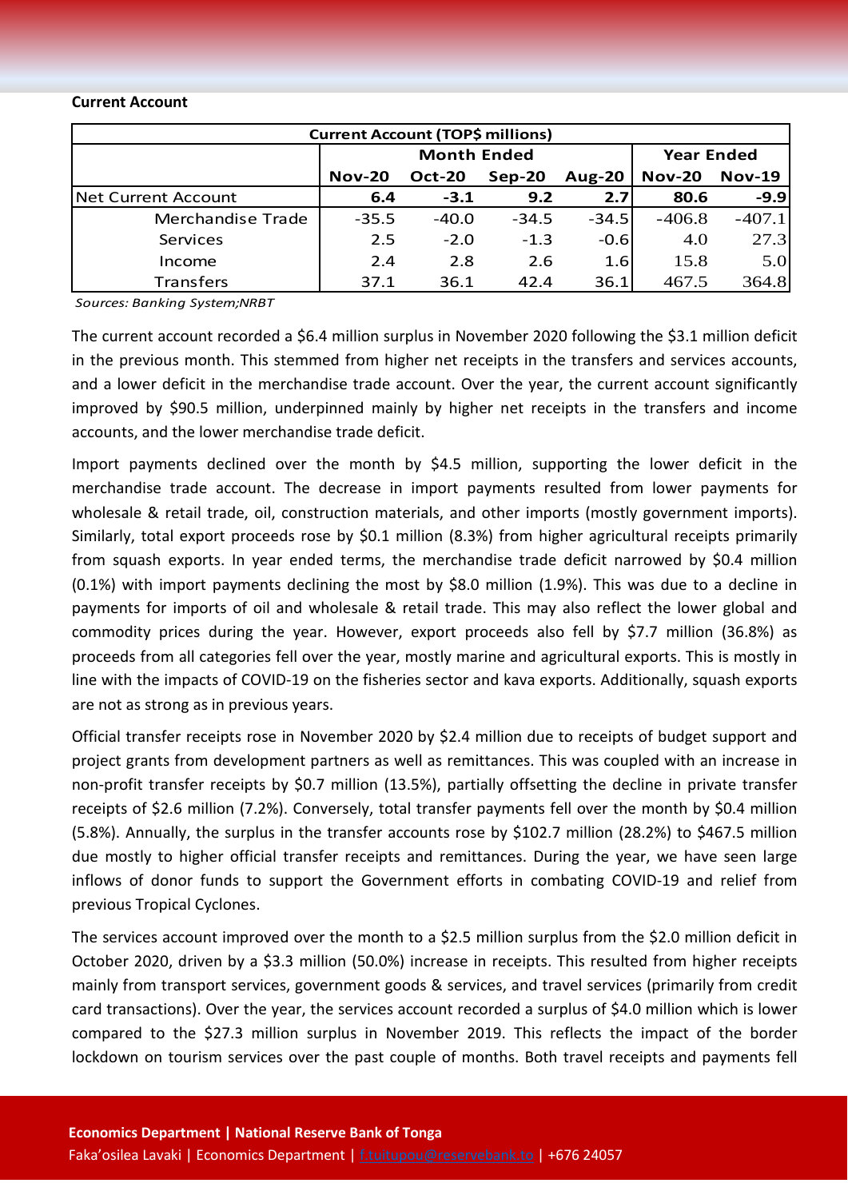**Current Account**

| Current Account (TOP$ millions) | | | | | | |
|---|---|---|---|---|---|---|
| | Month Ended | | | | Year Ended | |
| | Nov-20 | Oct-20 | Sep-20 | Aug-20 | Nov-20 | Nov-19 |
| Net Current Account | **6.4** | **-3.1** | **9.2** | **2.7** | **80.6** | **-9.9** |
| Merchandise Trade | -35.5 | -40.0 | -34.5 | -34.5 | -406.8 | -407.1 |
| Services | 2.5 | -2.0 | -1.3 | -0.6 | 4.0 | 27.3 |
| Income | 2.4 | 2.8 | 2.6 | 1.6 | 15.8 | 5.0 |
| Transfers | 37.1 | 36.1 | 42.4 | 36.1 | 467.5 | 364.8 |

*Sources: Banking System;NRBT*

The current account recorded a $6.4 million surplus in November 2020 following the $3.1 million deficit in the previous month. This stemmed from higher net receipts in the transfers and services accounts, and a lower deficit in the merchandise trade account. Over the year, the current account significantly improved by $90.5 million, underpinned mainly by higher net receipts in the transfers and income accounts, and the lower merchandise trade deficit.

Import payments declined over the month by $4.5 million, supporting the lower deficit in the merchandise trade account. The decrease in import payments resulted from lower payments for wholesale & retail trade, oil, construction materials, and other imports (mostly government imports). Similarly, total export proceeds rose by $0.1 million (8.3%) from higher agricultural receipts primarily from squash exports. In year ended terms, the merchandise trade deficit narrowed by $0.4 million (0.1%) with import payments declining the most by $8.0 million (1.9%). This was due to a decline in payments for imports of oil and wholesale & retail trade. This may also reflect the lower global and commodity prices during the year. However, export proceeds also fell by $7.7 million (36.8%) as proceeds from all categories fell over the year, mostly marine and agricultural exports. This is mostly in line with the impacts of COVID-19 on the fisheries sector and kava exports. Additionally, squash exports are not as strong as in previous years.

Official transfer receipts rose in November 2020 by $2.4 million due to receipts of budget support and project grants from development partners as well as remittances. This was coupled with an increase in non-profit transfer receipts by $0.7 million (13.5%), partially offsetting the decline in private transfer receipts of $2.6 million (7.2%). Conversely, total transfer payments fell over the month by $0.4 million (5.8%). Annually, the surplus in the transfer accounts rose by $102.7 million (28.2%) to $467.5 million due mostly to higher official transfer receipts and remittances. During the year, we have seen large inflows of donor funds to support the Government efforts in combating COVID-19 and relief from previous Tropical Cyclones.

The services account improved over the month to a $2.5 million surplus from the $2.0 million deficit in October 2020, driven by a $3.3 million (50.0%) increase in receipts. This resulted from higher receipts mainly from transport services, government goods & services, and travel services (primarily from credit card transactions). Over the year, the services account recorded a surplus of $4.0 million which is lower compared to the $27.3 million surplus in November 2019. This reflects the impact of the border lockdown on tourism services over the past couple of months. Both travel receipts and payments fell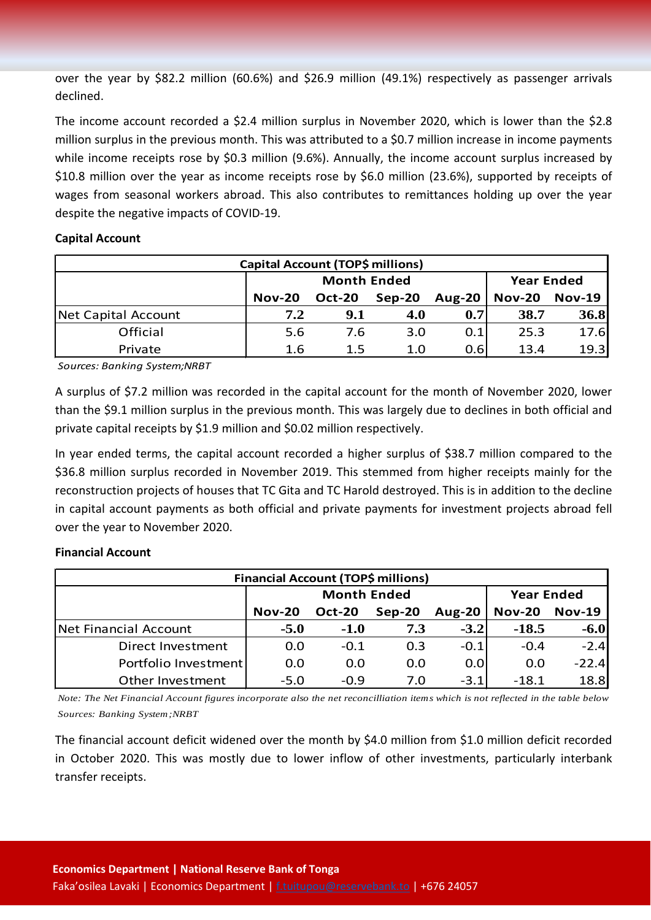over the year by $82.2 million (60.6%) and $26.9 million (49.1%) respectively as passenger arrivals declined.

The income account recorded a $2.4 million surplus in November 2020, which is lower than the $2.8 million surplus in the previous month. This was attributed to a $0.7 million increase in income payments while income receipts rose by $0.3 million (9.6%). Annually, the income account surplus increased by $10.8 million over the year as income receipts rose by $6.0 million (23.6%), supported by receipts of wages from seasonal workers abroad. This also contributes to remittances holding up over the year despite the negative impacts of COVID-19.

**Capital Account**

| Capital Account (TOP$ millions) | | | | | | |
|---|---|---|---|---|---|---|
| | Month Ended | | | | Year Ended | |
| | Nov-20 | Oct-20 | Sep-20 | Aug-20 | Nov-20 | Nov-19 |
| Net Capital Account | **7.2** | **9.1** | **4.0** | **0.7** | **38.7** | **36.8** |
| Official | 5.6 | 7.6 | 3.0 | 0.1 | 25.3 | 17.6 |
| Private | 1.6 | 1.5 | 1.0 | 0.6 | 13.4 | 19.3 |

*Sources: Banking System;NRBT*

A surplus of $7.2 million was recorded in the capital account for the month of November 2020, lower than the $9.1 million surplus in the previous month. This was largely due to declines in both official and private capital receipts by $1.9 million and $0.02 million respectively.

In year ended terms, the capital account recorded a higher surplus of $38.7 million compared to the $36.8 million surplus recorded in November 2019. This stemmed from higher receipts mainly for the reconstruction projects of houses that TC Gita and TC Harold destroyed. This is in addition to the decline in capital account payments as both official and private payments for investment projects abroad fell over the year to November 2020.

**Financial Account**

| Financial Account (TOP$ millions) | | | | | | |
|---|---|---|---|---|---|---|
| | Month Ended | | | | Year Ended | |
| | Nov-20 | Oct-20 | Sep-20 | Aug-20 | Nov-20 | Nov-19 |
| Net Financial Account | **-5.0** | **-1.0** | **7.3** | **-3.2** | **-18.5** | **-6.0** |
| Direct Investment | 0.0 | -0.1 | 0.3 | -0.1 | -0.4 | -2.4 |
| Portfolio Investment | 0.0 | 0.0 | 0.0 | 0.0 | 0.0 | -22.4 |
| Other Investment | -5.0 | -0.9 | 7.0 | -3.1 | -18.1 | 18.8 |

*Note: The Net Financial Account figures incorporate also the net reconcilliation items which is not reflected in the table below*
*Sources: Banking System;NRBT*

The financial account deficit widened over the month by $4.0 million from $1.0 million deficit recorded in October 2020. This was mostly due to lower inflow of other investments, particularly interbank transfer receipts.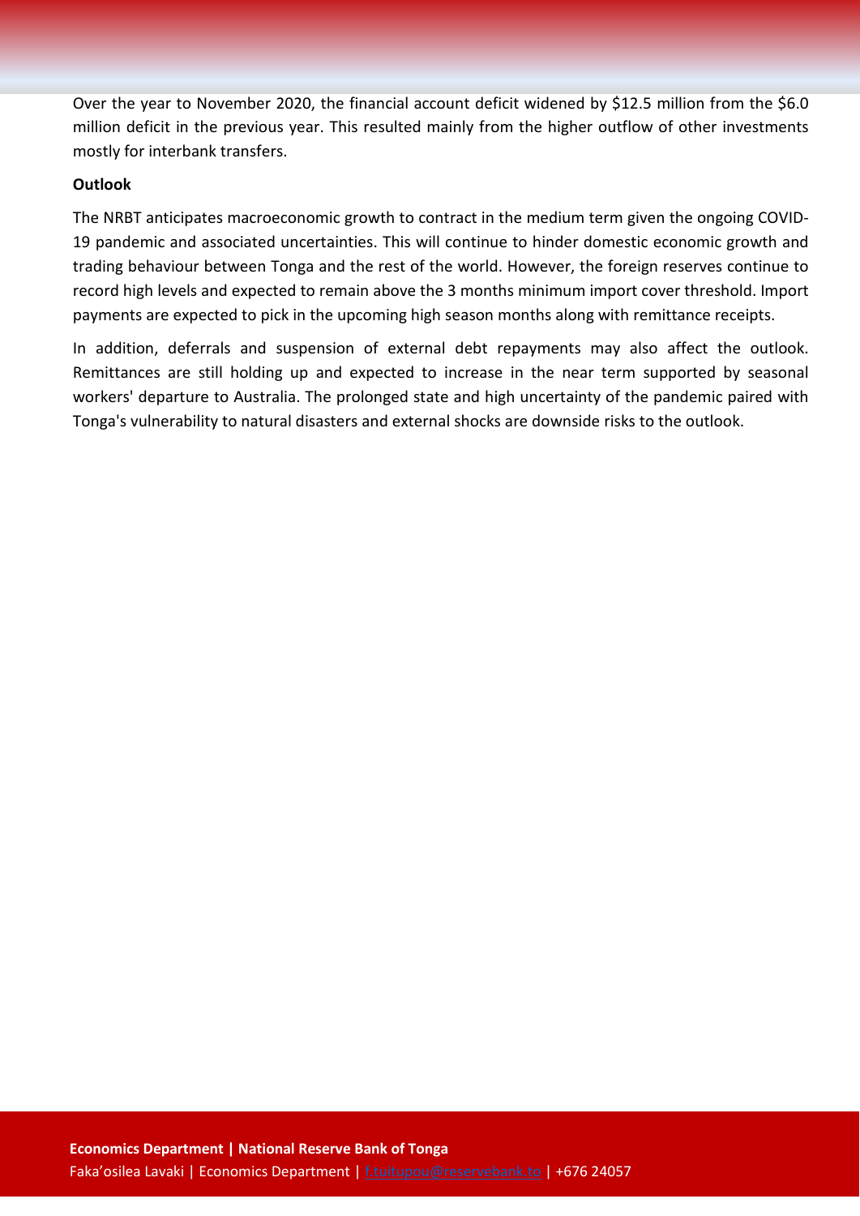Over the year to November 2020, the financial account deficit widened by $12.5 million from the $6.0 million deficit in the previous year. This resulted mainly from the higher outflow of other investments mostly for interbank transfers.

**Outlook**

The NRBT anticipates macroeconomic growth to contract in the medium term given the ongoing COVID-19 pandemic and associated uncertainties. This will continue to hinder domestic economic growth and trading behaviour between Tonga and the rest of the world. However, the foreign reserves continue to record high levels and expected to remain above the 3 months minimum import cover threshold. Import payments are expected to pick in the upcoming high season months along with remittance receipts.

In addition, deferrals and suspension of external debt repayments may also affect the outlook. Remittances are still holding up and expected to increase in the near term supported by seasonal workers' departure to Australia. The prolonged state and high uncertainty of the pandemic paired with Tonga's vulnerability to natural disasters and external shocks are downside risks to the outlook.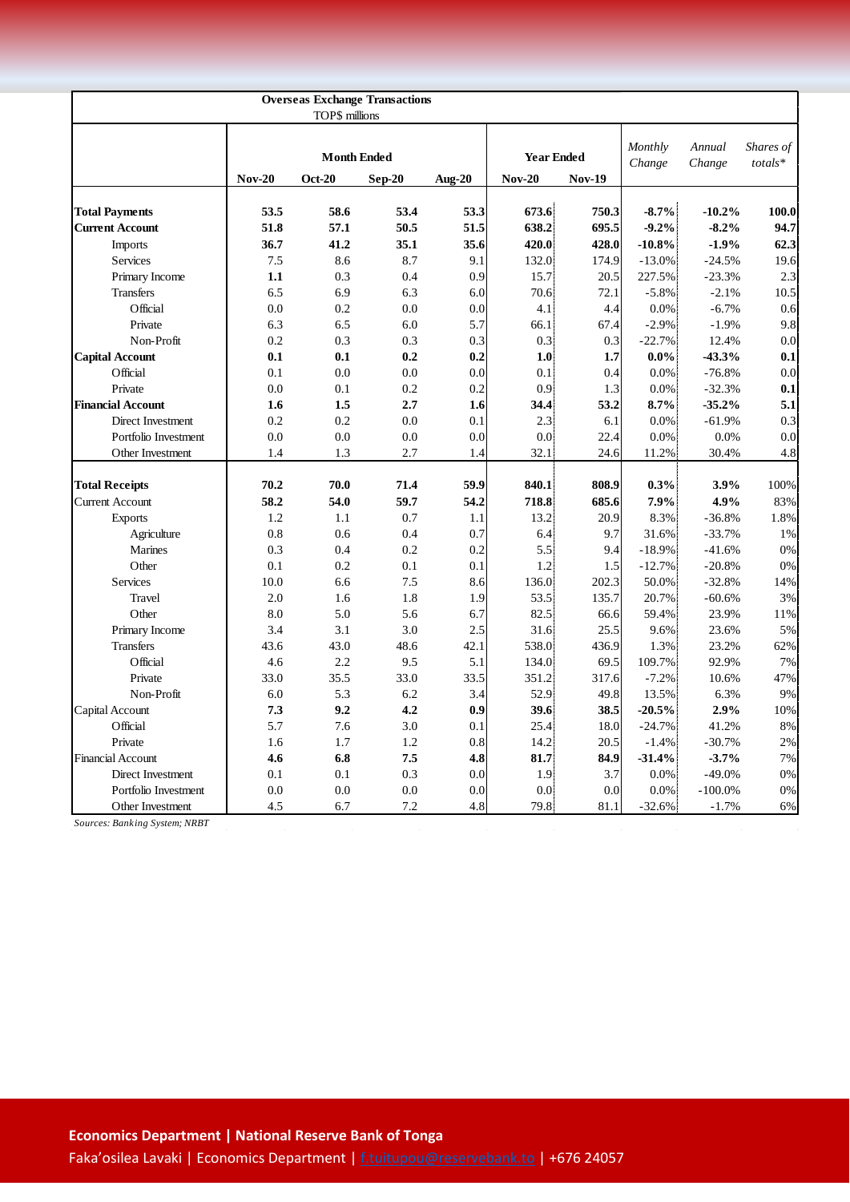**Overseas Exchange Transactions**
TOP$ millions

| | Month Ended | | | | Year Ended | | *Monthly Change* | *Annual Change* | *Shares of totals** |
|---|---|---|---|---|---|---|---|---|---|
| | **Nov-20** | **Oct-20** | **Sep-20** | **Aug-20** | **Nov-20** | **Nov-19** | | | |
| **Total Payments** | **53.5** | **58.6** | **53.4** | **53.3** | **673.6** | **750.3** | **-8.7%** | **-10.2%** | **100.0** |
| **Current Account** | **51.8** | **57.1** | **50.5** | **51.5** | **638.2** | **695.5** | **-9.2%** | **-8.2%** | **94.7** |
| Imports | **36.7** | **41.2** | **35.1** | **35.6** | **420.0** | **428.0** | **-10.8%** | **-1.9%** | **62.3** |
| Services | 7.5 | 8.6 | 8.7 | 9.1 | 132.0 | 174.9 | -13.0% | -24.5% | 19.6 |
| Primary Income | **1.1** | 0.3 | 0.4 | 0.9 | 15.7 | 20.5 | 227.5% | -23.3% | 2.3 |
| Transfers | 6.5 | 6.9 | 6.3 | 6.0 | 70.6 | 72.1 | -5.8% | -2.1% | 10.5 |
| Official | 0.0 | 0.2 | 0.0 | 0.0 | 4.1 | 4.4 | 0.0% | -6.7% | 0.6 |
| Private | 6.3 | 6.5 | 6.0 | 5.7 | 66.1 | 67.4 | -2.9% | -1.9% | 9.8 |
| Non-Profit | 0.2 | 0.3 | 0.3 | 0.3 | 0.3 | 0.3 | -22.7% | 12.4% | 0.0 |
| **Capital Account** | **0.1** | **0.1** | **0.2** | **0.2** | **1.0** | **1.7** | **0.0%** | **-43.3%** | **0.1** |
| Official | 0.1 | 0.0 | 0.0 | 0.0 | 0.1 | 0.4 | 0.0% | -76.8% | 0.0 |
| Private | 0.0 | 0.1 | 0.2 | 0.2 | 0.9 | 1.3 | 0.0% | -32.3% | **0.1** |
| **Financial Account** | **1.6** | **1.5** | **2.7** | **1.6** | **34.4** | **53.2** | **8.7%** | **-35.2%** | **5.1** |
| Direct Investment | 0.2 | 0.2 | 0.0 | 0.1 | 2.3 | 6.1 | 0.0% | -61.9% | 0.3 |
| Portfolio Investment | 0.0 | 0.0 | 0.0 | 0.0 | 0.0 | 22.4 | 0.0% | 0.0% | 0.0 |
| Other Investment | 1.4 | 1.3 | 2.7 | 1.4 | 32.1 | 24.6 | 11.2% | 30.4% | 4.8 |
| **Total Receipts** | **70.2** | **70.0** | **71.4** | **59.9** | **840.1** | **808.9** | **0.3%** | **3.9%** | 100% |
| Current Account | **58.2** | **54.0** | **59.7** | **54.2** | **718.8** | **685.6** | **7.9%** | **4.9%** | 83% |
| Exports | 1.2 | 1.1 | 0.7 | 1.1 | 13.2 | 20.9 | 8.3% | -36.8% | 1.8% |
| Agriculture | 0.8 | 0.6 | 0.4 | 0.7 | 6.4 | 9.7 | 31.6% | -33.7% | 1% |
| Marines | 0.3 | 0.4 | 0.2 | 0.2 | 5.5 | 9.4 | -18.9% | -41.6% | 0% |
| Other | 0.1 | 0.2 | 0.1 | 0.1 | 1.2 | 1.5 | -12.7% | -20.8% | 0% |
| Services | 10.0 | 6.6 | 7.5 | 8.6 | 136.0 | 202.3 | 50.0% | -32.8% | 14% |
| Travel | 2.0 | 1.6 | 1.8 | 1.9 | 53.5 | 135.7 | 20.7% | -60.6% | 3% |
| Other | 8.0 | 5.0 | 5.6 | 6.7 | 82.5 | 66.6 | 59.4% | 23.9% | 11% |
| Primary Income | 3.4 | 3.1 | 3.0 | 2.5 | 31.6 | 25.5 | 9.6% | 23.6% | 5% |
| Transfers | 43.6 | 43.0 | 48.6 | 42.1 | 538.0 | 436.9 | 1.3% | 23.2% | 62% |
| Official | 4.6 | 2.2 | 9.5 | 5.1 | 134.0 | 69.5 | 109.7% | 92.9% | 7% |
| Private | 33.0 | 35.5 | 33.0 | 33.5 | 351.2 | 317.6 | -7.2% | 10.6% | 47% |
| Non-Profit | 6.0 | 5.3 | 6.2 | 3.4 | 52.9 | 49.8 | 13.5% | 6.3% | 9% |
| Capital Account | **7.3** | **9.2** | **4.2** | **0.9** | **39.6** | **38.5** | **-20.5%** | **2.9%** | 10% |
| Official | 5.7 | 7.6 | 3.0 | 0.1 | 25.4 | 18.0 | -24.7% | 41.2% | 8% |
| Private | 1.6 | 1.7 | 1.2 | 0.8 | 14.2 | 20.5 | -1.4% | -30.7% | 2% |
| Financial Account | **4.6** | **6.8** | **7.5** | **4.8** | **81.7** | **84.9** | **-31.4%** | **-3.7%** | 7% |
| Direct Investment | 0.1 | 0.1 | 0.3 | 0.0 | 1.9 | 3.7 | 0.0% | -49.0% | 0% |
| Portfolio Investment | 0.0 | 0.0 | 0.0 | 0.0 | 0.0 | 0.0 | 0.0% | -100.0% | 0% |
| Other Investment | 4.5 | 6.7 | 7.2 | 4.8 | 79.8 | 81.1 | -32.6% | -1.7% | 6% |

*Sources: Banking System; NRBT*

**Economics Department | National Reserve Bank of Tonga**

Faka'osilea Lavaki | Economics Department | f.tuitupou@reservebank.to | +676 24057